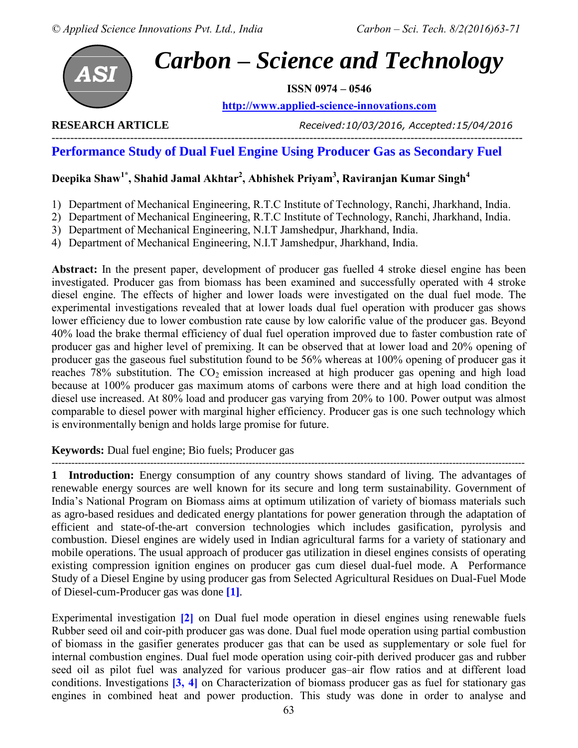**RESEARCH ARTICLE** *Received:10/03/2016, Accepted:15/04/2016*

# Performance Study of Dual Fuel Engine Using Producer Gas as Secondary Fuel

**Deepika Shaw[1*], Shahid Jamal Akhtar[2], Abhishek Priyam[3], Raviranjan Kumar Singh[4]**

1) Department of Mechanical Engineering, R.T.C Institute of Technology, Ranchi, Jharkhand, India.
2) Department of Mechanical Engineering, R.T.C Institute of Technology, Ranchi, Jharkhand, India.
3) Department of Mechanical Engineering, N.I.T Jamshedpur, Jharkhand, India.
4) Department of Mechanical Engineering, N.I.T Jamshedpur, Jharkhand, India.

**Abstract:** In the present paper, development of producer gas fuelled 4 stroke diesel engine has been investigated. Producer gas from biomass has been examined and successfully operated with 4 stroke diesel engine. The effects of higher and lower loads were investigated on the dual fuel mode. The experimental investigations revealed that at lower loads dual fuel operation with producer gas shows lower efficiency due to lower combustion rate cause by low calorific value of the producer gas. Beyond 40% load the brake thermal efficiency of dual fuel operation improved due to faster combustion rate of producer gas and higher level of premixing. It can be observed that at lower load and 20% opening of producer gas the gaseous fuel substitution found to be 56% whereas at 100% opening of producer gas it reaches 78% substitution. The $CO_2$ emission increased at high producer gas opening and high load because at 100% producer gas maximum atoms of carbons were there and at high load condition the diesel use increased. At 80% load and producer gas varying from 20% to 100. Power output was almost comparable to diesel power with marginal higher efficiency. Producer gas is one such technology which is environmentally benign and holds large promise for future.

**Keywords:** Dual fuel engine; Bio fuels; Producer gas

## 1 Introduction:

Energy consumption of any country shows standard of living. The advantages of renewable energy sources are well known for its secure and long term sustainability. Government of India's National Program on Biomass aims at optimum utilization of variety of biomass materials such as agro-based residues and dedicated energy plantations for power generation through the adaptation of efficient and state-of-the-art conversion technologies which includes gasification, pyrolysis and combustion. Diesel engines are widely used in Indian agricultural farms for a variety of stationary and mobile operations. The usual approach of producer gas utilization in diesel engines consists of operating existing compression ignition engines on producer gas cum diesel dual-fuel mode. A Performance Study of a Diesel Engine by using producer gas from Selected Agricultural Residues on Dual-Fuel Mode of Diesel-cum-Producer gas was done [1].

Experimental investigation [2] on Dual fuel mode operation in diesel engines using renewable fuels Rubber seed oil and coir-pith producer gas was done. Dual fuel mode operation using partial combustion of biomass in the gasifier generates producer gas that can be used as supplementary or sole fuel for internal combustion engines. Dual fuel mode operation using coir-pith derived producer gas and rubber seed oil as pilot fuel was analyzed for various producer gas–air flow ratios and at different load conditions. Investigations [3, 4] on Characterization of biomass producer gas as fuel for stationary gas engines in combined heat and power production. This study was done in order to analyse and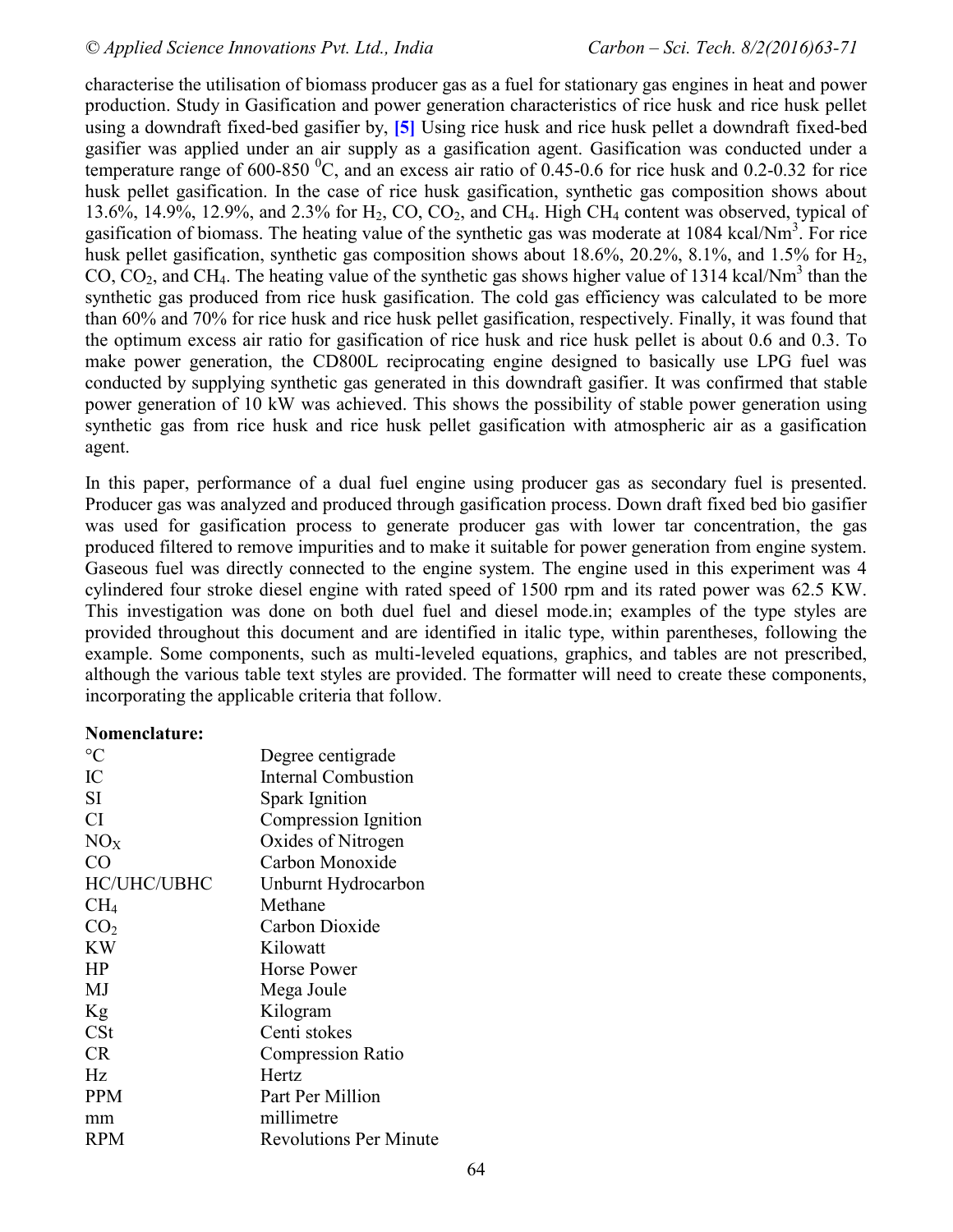characterise the utilisation of biomass producer gas as a fuel for stationary gas engines in heat and power production. Study in Gasification and power generation characteristics of rice husk and rice husk pellet using a downdraft fixed-bed gasifier by, **[5]** Using rice husk and rice husk pellet a downdraft fixed-bed gasifier was applied under an air supply as a gasification agent. Gasification was conducted under a temperature range of 600-850 $^0$C, and an excess air ratio of 0.45-0.6 for rice husk and 0.2-0.32 for rice husk pellet gasification. In the case of rice husk gasification, synthetic gas composition shows about 13.6%, 14.9%, 12.9%, and 2.3% for $H_2$, CO, $CO_2$, and $CH_4$. High $CH_4$ content was observed, typical of gasification of biomass. The heating value of the synthetic gas was moderate at 1084 kcal/Nm$^3$. For rice husk pellet gasification, synthetic gas composition shows about 18.6%, 20.2%, 8.1%, and 1.5% for $H_2$, CO, $CO_2$, and $CH_4$. The heating value of the synthetic gas shows higher value of 1314 kcal/Nm$^3$ than the synthetic gas produced from rice husk gasification. The cold gas efficiency was calculated to be more than 60% and 70% for rice husk and rice husk pellet gasification, respectively. Finally, it was found that the optimum excess air ratio for gasification of rice husk and rice husk pellet is about 0.6 and 0.3. To make power generation, the CD800L reciprocating engine designed to basically use LPG fuel was conducted by supplying synthetic gas generated in this downdraft gasifier. It was confirmed that stable power generation of 10 kW was achieved. This shows the possibility of stable power generation using synthetic gas from rice husk and rice husk pellet gasification with atmospheric air as a gasification agent.

In this paper, performance of a dual fuel engine using producer gas as secondary fuel is presented. Producer gas was analyzed and produced through gasification process. Down draft fixed bed bio gasifier was used for gasification process to generate producer gas with lower tar concentration, the gas produced filtered to remove impurities and to make it suitable for power generation from engine system. Gaseous fuel was directly connected to the engine system. The engine used in this experiment was 4 cylindered four stroke diesel engine with rated speed of 1500 rpm and its rated power was 62.5 KW. This investigation was done on both duel fuel and diesel mode.in; examples of the type styles are provided throughout this document and are identified in italic type, within parentheses, following the example. Some components, such as multi-leveled equations, graphics, and tables are not prescribed, although the various table text styles are provided. The formatter will need to create these components, incorporating the applicable criteria that follow.

**Nomenclature:**

| | |
|---|---|
| °C | Degree centigrade |
| IC | Internal Combustion |
| SI | Spark Ignition |
| CI | Compression Ignition |
| $NO_X$ | Oxides of Nitrogen |
| CO | Carbon Monoxide |
| HC/UHC/UBHC | Unburnt Hydrocarbon |
| $CH_4$ | Methane |
| $CO_2$ | Carbon Dioxide |
| KW | Kilowatt |
| HP | Horse Power |
| MJ | Mega Joule |
| Kg | Kilogram |
| CSt | Centi stokes |
| CR | Compression Ratio |
| Hz | Hertz |
| PPM | Part Per Million |
| mm | millimetre |
| RPM | Revolutions Per Minute |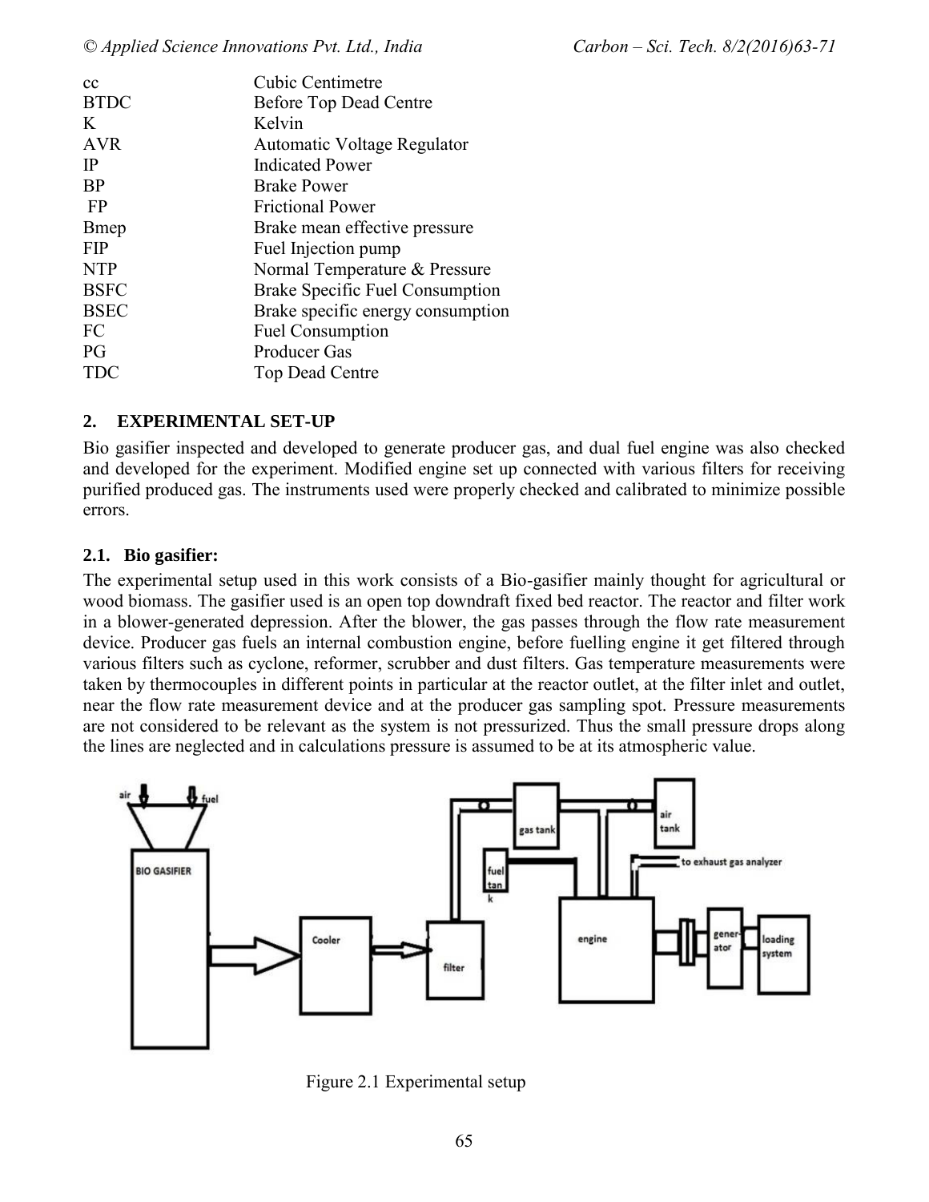| | |
|---|---|
| cc | Cubic Centimetre |
| BTDC | Before Top Dead Centre |
| K | Kelvin |
| AVR | Automatic Voltage Regulator |
| IP | Indicated Power |
| BP | Brake Power |
| FP | Frictional Power |
| Bmep | Brake mean effective pressure |
| FIP | Fuel Injection pump |
| NTP | Normal Temperature & Pressure |
| BSFC | Brake Specific Fuel Consumption |
| BSEC | Brake specific energy consumption |
| FC | Fuel Consumption |
| PG | Producer Gas |
| TDC | Top Dead Centre |

## 2. EXPERIMENTAL SET-UP

Bio gasifier inspected and developed to generate producer gas, and dual fuel engine was also checked and developed for the experiment. Modified engine set up connected with various filters for receiving purified produced gas. The instruments used were properly checked and calibrated to minimize possible errors.

### 2.1. Bio gasifier:

The experimental setup used in this work consists of a Bio-gasifier mainly thought for agricultural or wood biomass. The gasifier used is an open top downdraft fixed bed reactor. The reactor and filter work in a blower-generated depression. After the blower, the gas passes through the flow rate measurement device. Producer gas fuels an internal combustion engine, before fuelling engine it get filtered through various filters such as cyclone, reformer, scrubber and dust filters. Gas temperature measurements were taken by thermocouples in different points in particular at the reactor outlet, at the filter inlet and outlet, near the flow rate measurement device and at the producer gas sampling spot. Pressure measurements are not considered to be relevant as the system is not pressurized. Thus the small pressure drops along the lines are neglected and in calculations pressure is assumed to be at its atmospheric value.

Figure 2.1 Experimental setup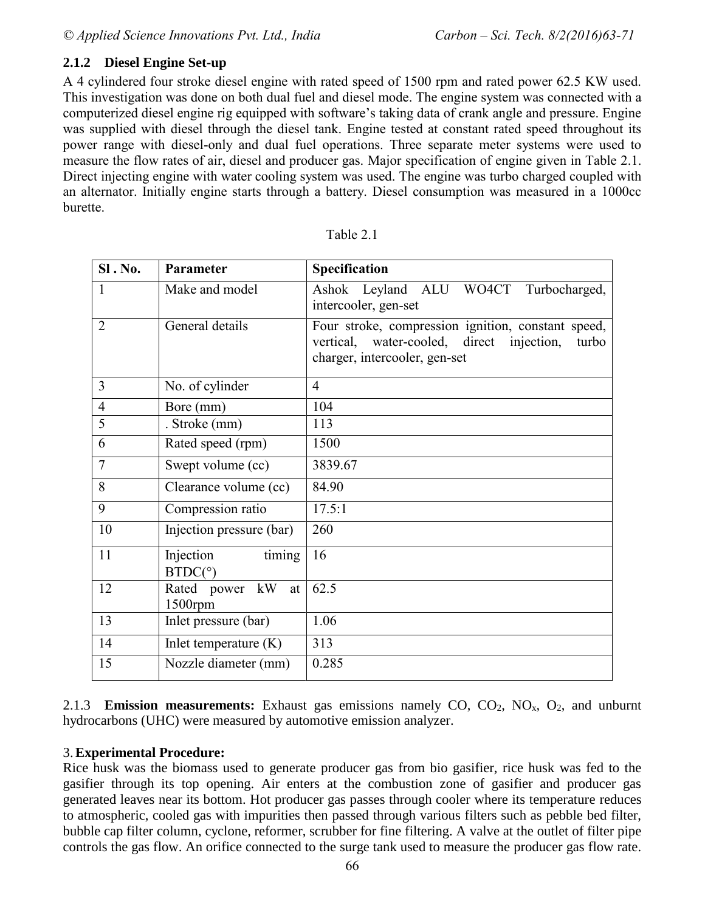### 2.1.2 Diesel Engine Set-up

A 4 cylindered four stroke diesel engine with rated speed of 1500 rpm and rated power 62.5 KW used. This investigation was done on both dual fuel and diesel mode. The engine system was connected with a computerized diesel engine rig equipped with software's taking data of crank angle and pressure. Engine was supplied with diesel through the diesel tank. Engine tested at constant rated speed throughout its power range with diesel-only and dual fuel operations. Three separate meter systems were used to measure the flow rates of air, diesel and producer gas. Major specification of engine given in Table 2.1. Direct injecting engine with water cooling system was used. The engine was turbo charged coupled with an alternator. Initially engine starts through a battery. Diesel consumption was measured in a 1000cc burette.

Table 2.1

| Sl . No. | Parameter | Specification |
|---|---|---|
| 1 | Make and model | Ashok Leyland ALU WO4CT Turbocharged, intercooler, gen-set |
| 2 | General details | Four stroke, compression ignition, constant speed, vertical, water-cooled, direct injection, turbo charger, intercooler, gen-set |
| 3 | No. of cylinder | 4 |
| 4 | Bore (mm) | 104 |
| 5 | . Stroke (mm) | 113 |
| 6 | Rated speed (rpm) | 1500 |
| 7 | Swept volume (cc) | 3839.67 |
| 8 | Clearance volume (cc) | 84.90 |
| 9 | Compression ratio | 17.5:1 |
| 10 | Injection pressure (bar) | 260 |
| 11 | Injection timing BTDC(°) | 16 |
| 12 | Rated power kW at 1500rpm | 62.5 |
| 13 | Inlet pressure (bar) | 1.06 |
| 14 | Inlet temperature (K) | 313 |
| 15 | Nozzle diameter (mm) | 0.285 |

2.1.3 **Emission measurements:** Exhaust gas emissions namely CO, $CO_2$, $NO_x$, $O_2$, and unburnt hydrocarbons (UHC) were measured by automotive emission analyzer.

## 3. Experimental Procedure:

Rice husk was the biomass used to generate producer gas from bio gasifier, rice husk was fed to the gasifier through its top opening. Air enters at the combustion zone of gasifier and producer gas generated leaves near its bottom. Hot producer gas passes through cooler where its temperature reduces to atmospheric, cooled gas with impurities then passed through various filters such as pebble bed filter, bubble cap filter column, cyclone, reformer, scrubber for fine filtering. A valve at the outlet of filter pipe controls the gas flow. An orifice connected to the surge tank used to measure the producer gas flow rate.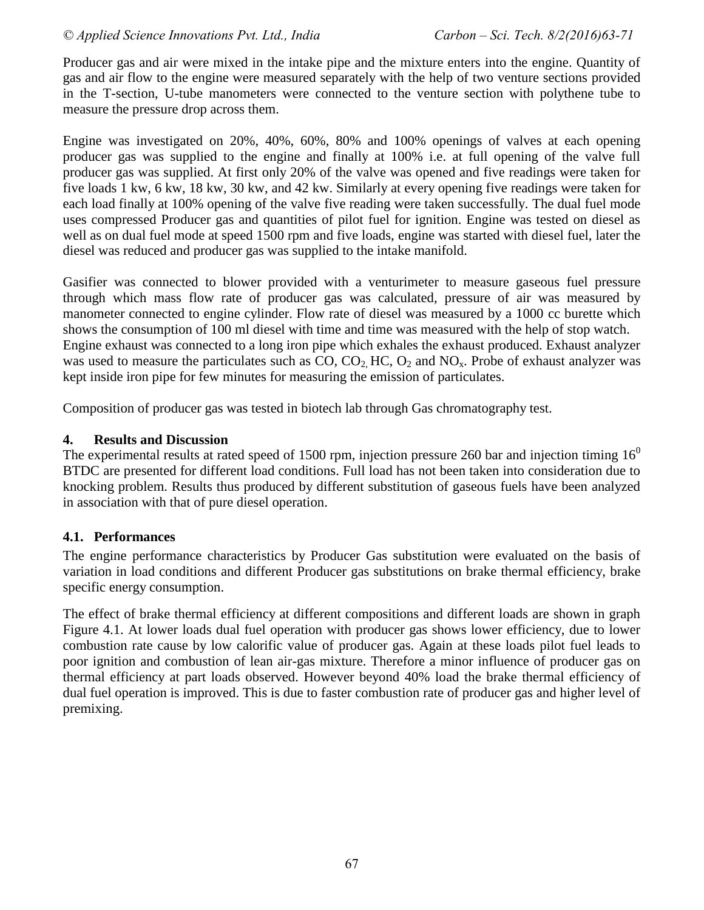Producer gas and air were mixed in the intake pipe and the mixture enters into the engine. Quantity of gas and air flow to the engine were measured separately with the help of two venture sections provided in the T-section, U-tube manometers were connected to the venture section with polythene tube to measure the pressure drop across them.

Engine was investigated on 20%, 40%, 60%, 80% and 100% openings of valves at each opening producer gas was supplied to the engine and finally at 100% i.e. at full opening of the valve full producer gas was supplied. At first only 20% of the valve was opened and five readings were taken for five loads 1 kw, 6 kw, 18 kw, 30 kw, and 42 kw. Similarly at every opening five readings were taken for each load finally at 100% opening of the valve five reading were taken successfully. The dual fuel mode uses compressed Producer gas and quantities of pilot fuel for ignition. Engine was tested on diesel as well as on dual fuel mode at speed 1500 rpm and five loads, engine was started with diesel fuel, later the diesel was reduced and producer gas was supplied to the intake manifold.

Gasifier was connected to blower provided with a venturimeter to measure gaseous fuel pressure through which mass flow rate of producer gas was calculated, pressure of air was measured by manometer connected to engine cylinder. Flow rate of diesel was measured by a 1000 cc burette which shows the consumption of 100 ml diesel with time and time was measured with the help of stop watch. Engine exhaust was connected to a long iron pipe which exhales the exhaust produced. Exhaust analyzer was used to measure the particulates such as CO, $CO_2$, HC, $O_2$ and $NO_x$. Probe of exhaust analyzer was kept inside iron pipe for few minutes for measuring the emission of particulates.

Composition of producer gas was tested in biotech lab through Gas chromatography test.

## 4. Results and Discussion

The experimental results at rated speed of 1500 rpm, injection pressure 260 bar and injection timing $16^0$ BTDC are presented for different load conditions. Full load has not been taken into consideration due to knocking problem. Results thus produced by different substitution of gaseous fuels have been analyzed in association with that of pure diesel operation.

### 4.1. Performances

The engine performance characteristics by Producer Gas substitution were evaluated on the basis of variation in load conditions and different Producer gas substitutions on brake thermal efficiency, brake specific energy consumption.

The effect of brake thermal efficiency at different compositions and different loads are shown in graph Figure 4.1. At lower loads dual fuel operation with producer gas shows lower efficiency, due to lower combustion rate cause by low calorific value of producer gas. Again at these loads pilot fuel leads to poor ignition and combustion of lean air-gas mixture. Therefore a minor influence of producer gas on thermal efficiency at part loads observed. However beyond 40% load the brake thermal efficiency of dual fuel operation is improved. This is due to faster combustion rate of producer gas and higher level of premixing.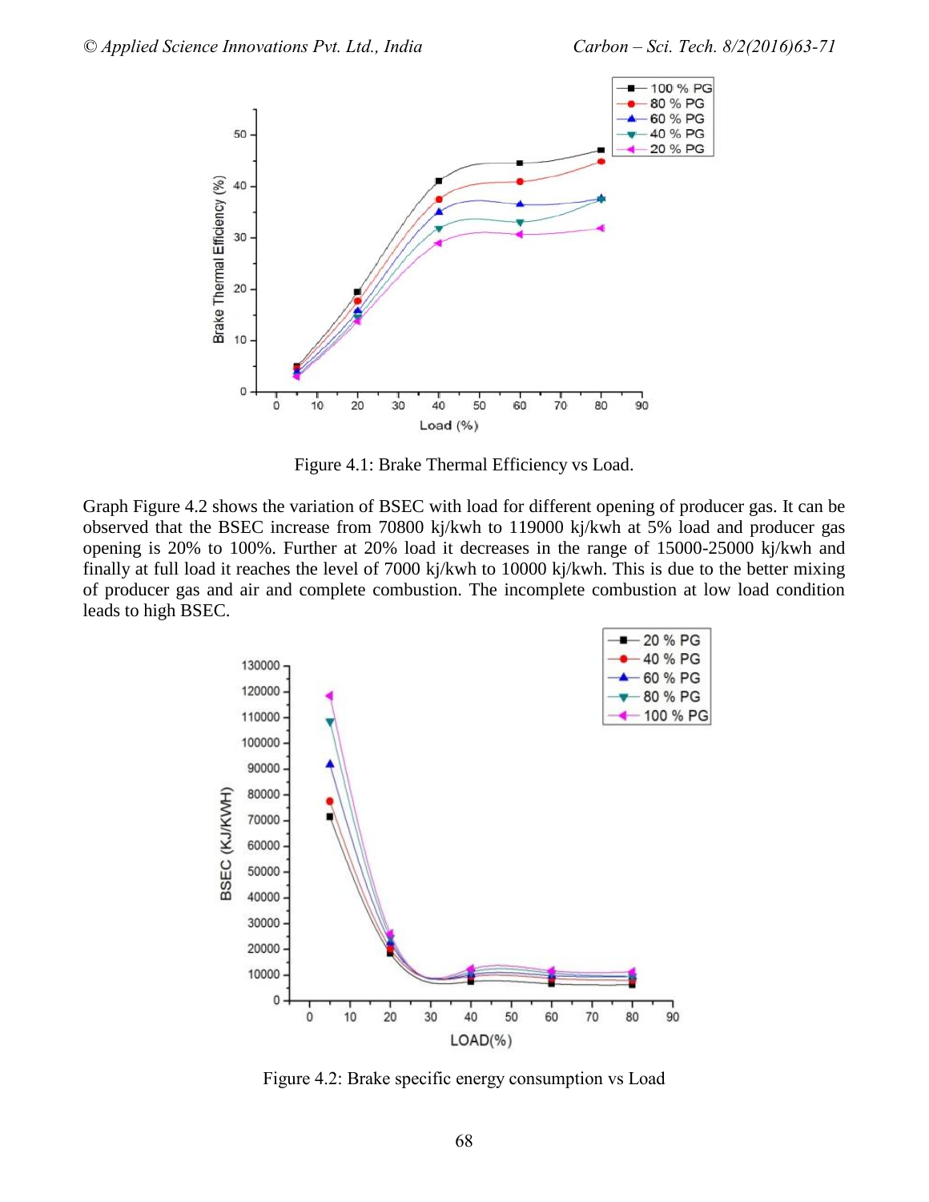Figure 4.1: Brake Thermal Efficiency vs Load.

Graph Figure 4.2 shows the variation of BSEC with load for different opening of producer gas. It can be observed that the BSEC increase from 70800 kj/kwh to 119000 kj/kwh at 5% load and producer gas opening is 20% to 100%. Further at 20% load it decreases in the range of 15000-25000 kj/kwh and finally at full load it reaches the level of 7000 kj/kwh to 10000 kj/kwh. This is due to the better mixing of producer gas and air and complete combustion. The incomplete combustion at low load condition leads to high BSEC.

Figure 4.2: Brake specific energy consumption vs Load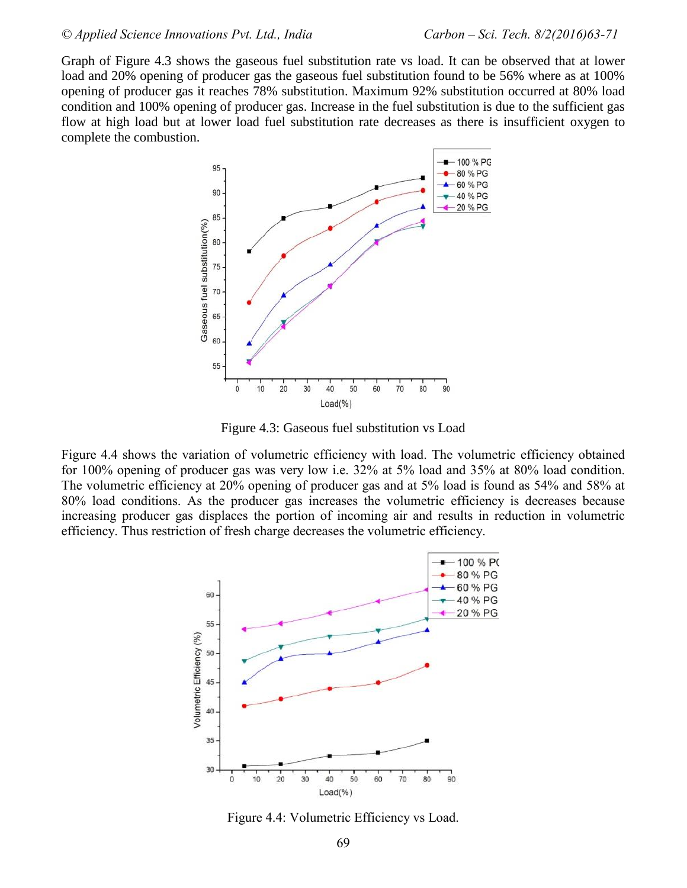Graph of Figure 4.3 shows the gaseous fuel substitution rate vs load. It can be observed that at lower load and 20% opening of producer gas the gaseous fuel substitution found to be 56% where as at 100% opening of producer gas it reaches 78% substitution. Maximum 92% substitution occurred at 80% load condition and 100% opening of producer gas. Increase in the fuel substitution is due to the sufficient gas flow at high load but at lower load fuel substitution rate decreases as there is insufficient oxygen to complete the combustion.

Figure 4.3: Gaseous fuel substitution vs Load

Figure 4.4 shows the variation of volumetric efficiency with load. The volumetric efficiency obtained for 100% opening of producer gas was very low i.e. 32% at 5% load and 35% at 80% load condition. The volumetric efficiency at 20% opening of producer gas and at 5% load is found as 54% and 58% at 80% load conditions. As the producer gas increases the volumetric efficiency is decreases because increasing producer gas displaces the portion of incoming air and results in reduction in volumetric efficiency. Thus restriction of fresh charge decreases the volumetric efficiency.

Figure 4.4: Volumetric Efficiency vs Load.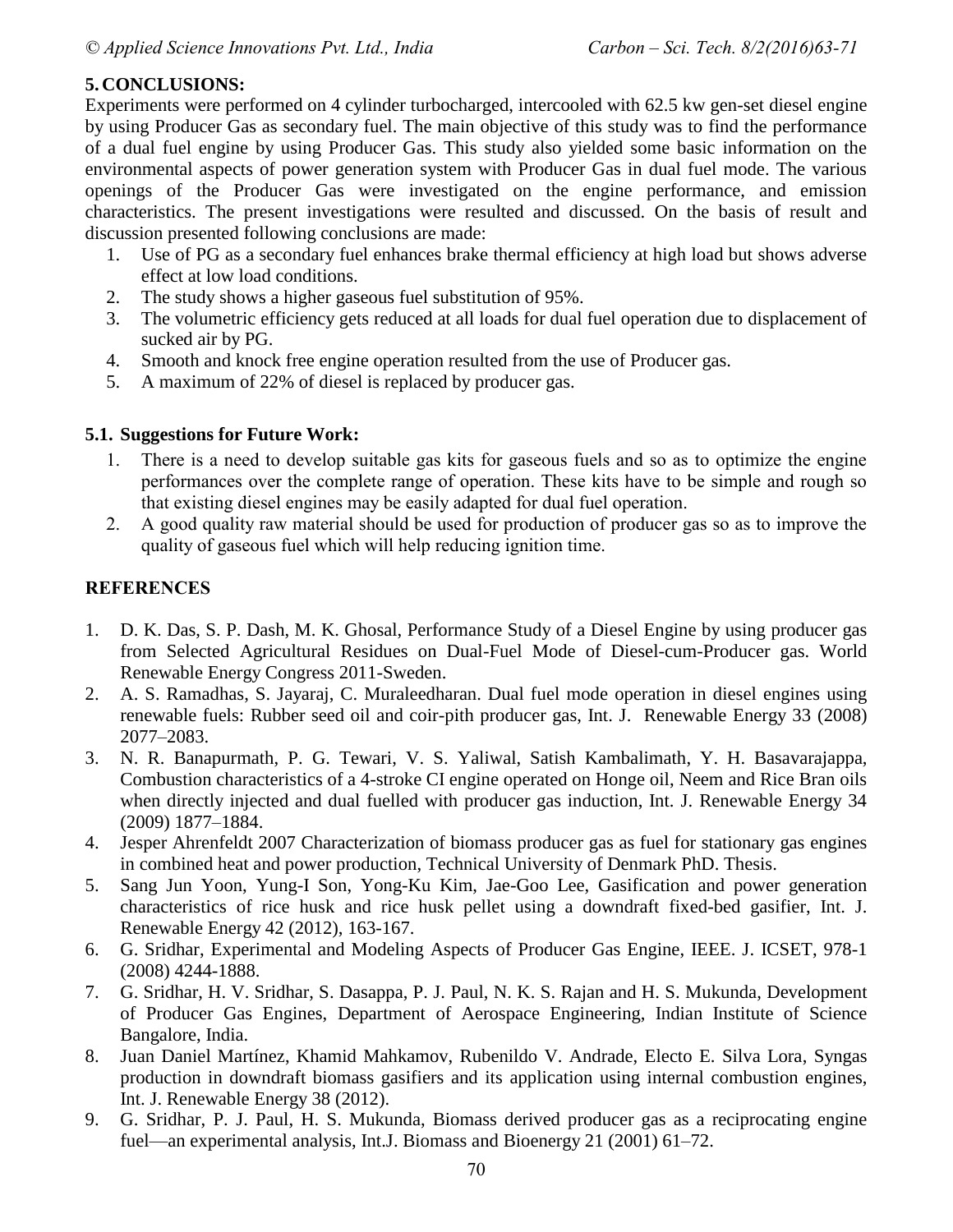## 5. CONCLUSIONS:

Experiments were performed on 4 cylinder turbocharged, intercooled with 62.5 kw gen-set diesel engine by using Producer Gas as secondary fuel. The main objective of this study was to find the performance of a dual fuel engine by using Producer Gas. This study also yielded some basic information on the environmental aspects of power generation system with Producer Gas in dual fuel mode. The various openings of the Producer Gas were investigated on the engine performance, and emission characteristics. The present investigations were resulted and discussed. On the basis of result and discussion presented following conclusions are made:

1. Use of PG as a secondary fuel enhances brake thermal efficiency at high load but shows adverse effect at low load conditions.
2. The study shows a higher gaseous fuel substitution of 95%.
3. The volumetric efficiency gets reduced at all loads for dual fuel operation due to displacement of sucked air by PG.
4. Smooth and knock free engine operation resulted from the use of Producer gas.
5. A maximum of 22% of diesel is replaced by producer gas.

### 5.1. Suggestions for Future Work:

1. There is a need to develop suitable gas kits for gaseous fuels and so as to optimize the engine performances over the complete range of operation. These kits have to be simple and rough so that existing diesel engines may be easily adapted for dual fuel operation.
2. A good quality raw material should be used for production of producer gas so as to improve the quality of gaseous fuel which will help reducing ignition time.

## REFERENCES

1. D. K. Das, S. P. Dash, M. K. Ghosal, Performance Study of a Diesel Engine by using producer gas from Selected Agricultural Residues on Dual-Fuel Mode of Diesel-cum-Producer gas. World Renewable Energy Congress 2011-Sweden.
2. A. S. Ramadhas, S. Jayaraj, C. Muraleedharan. Dual fuel mode operation in diesel engines using renewable fuels: Rubber seed oil and coir-pith producer gas, Int. J. Renewable Energy 33 (2008) 2077–2083.
3. N. R. Banapurmath, P. G. Tewari, V. S. Yaliwal, Satish Kambalimath, Y. H. Basavarajappa, Combustion characteristics of a 4-stroke CI engine operated on Honge oil, Neem and Rice Bran oils when directly injected and dual fuelled with producer gas induction, Int. J. Renewable Energy 34 (2009) 1877–1884.
4. Jesper Ahrenfeldt 2007 Characterization of biomass producer gas as fuel for stationary gas engines in combined heat and power production, Technical University of Denmark PhD. Thesis.
5. Sang Jun Yoon, Yung-I Son, Yong-Ku Kim, Jae-Goo Lee, Gasification and power generation characteristics of rice husk and rice husk pellet using a downdraft fixed-bed gasifier, Int. J. Renewable Energy 42 (2012), 163-167.
6. G. Sridhar, Experimental and Modeling Aspects of Producer Gas Engine, IEEE. J. ICSET, 978-1 (2008) 4244-1888.
7. G. Sridhar, H. V. Sridhar, S. Dasappa, P. J. Paul, N. K. S. Rajan and H. S. Mukunda, Development of Producer Gas Engines, Department of Aerospace Engineering, Indian Institute of Science Bangalore, India.
8. Juan Daniel Martínez, Khamid Mahkamov, Rubenildo V. Andrade, Electo E. Silva Lora, Syngas production in downdraft biomass gasifiers and its application using internal combustion engines, Int. J. Renewable Energy 38 (2012).
9. G. Sridhar, P. J. Paul, H. S. Mukunda, Biomass derived producer gas as a reciprocating engine fuel—an experimental analysis, Int.J. Biomass and Bioenergy 21 (2001) 61–72.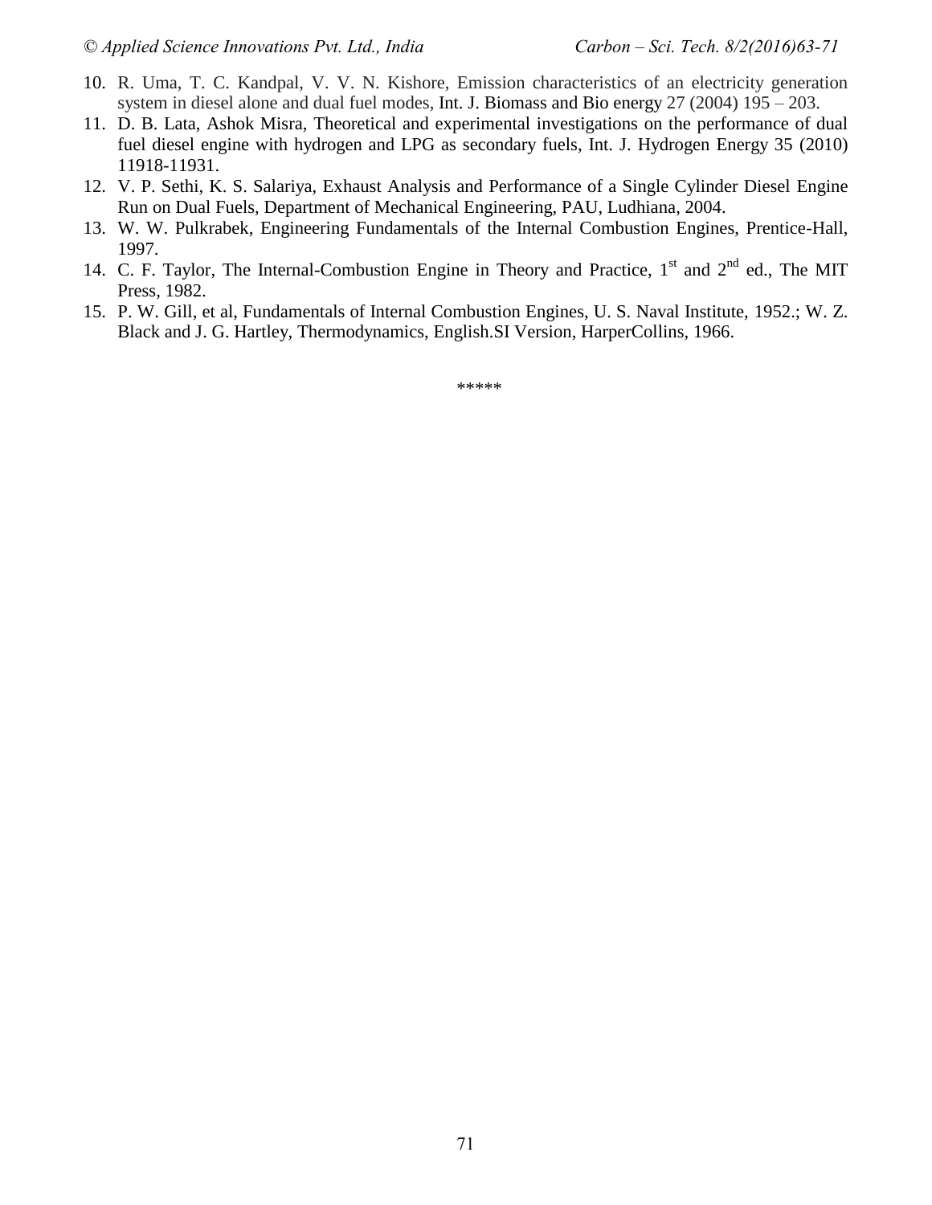10. R. Uma, T. C. Kandpal, V. V. N. Kishore, Emission characteristics of an electricity generation system in diesel alone and dual fuel modes, Int. J. Biomass and Bio energy 27 (2004) 195 – 203.
11. D. B. Lata, Ashok Misra, Theoretical and experimental investigations on the performance of dual fuel diesel engine with hydrogen and LPG as secondary fuels, Int. J. Hydrogen Energy 35 (2010) 11918-11931.
12. V. P. Sethi, K. S. Salariya, Exhaust Analysis and Performance of a Single Cylinder Diesel Engine Run on Dual Fuels, Department of Mechanical Engineering, PAU, Ludhiana, 2004.
13. W. W. Pulkrabek, Engineering Fundamentals of the Internal Combustion Engines, Prentice-Hall, 1997.
14. C. F. Taylor, The Internal-Combustion Engine in Theory and Practice, 1st and 2nd ed., The MIT Press, 1982.
15. P. W. Gill, et al, Fundamentals of Internal Combustion Engines, U. S. Naval Institute, 1952.; W. Z. Black and J. G. Hartley, Thermodynamics, English.SI Version, HarperCollins, 1966.

*****